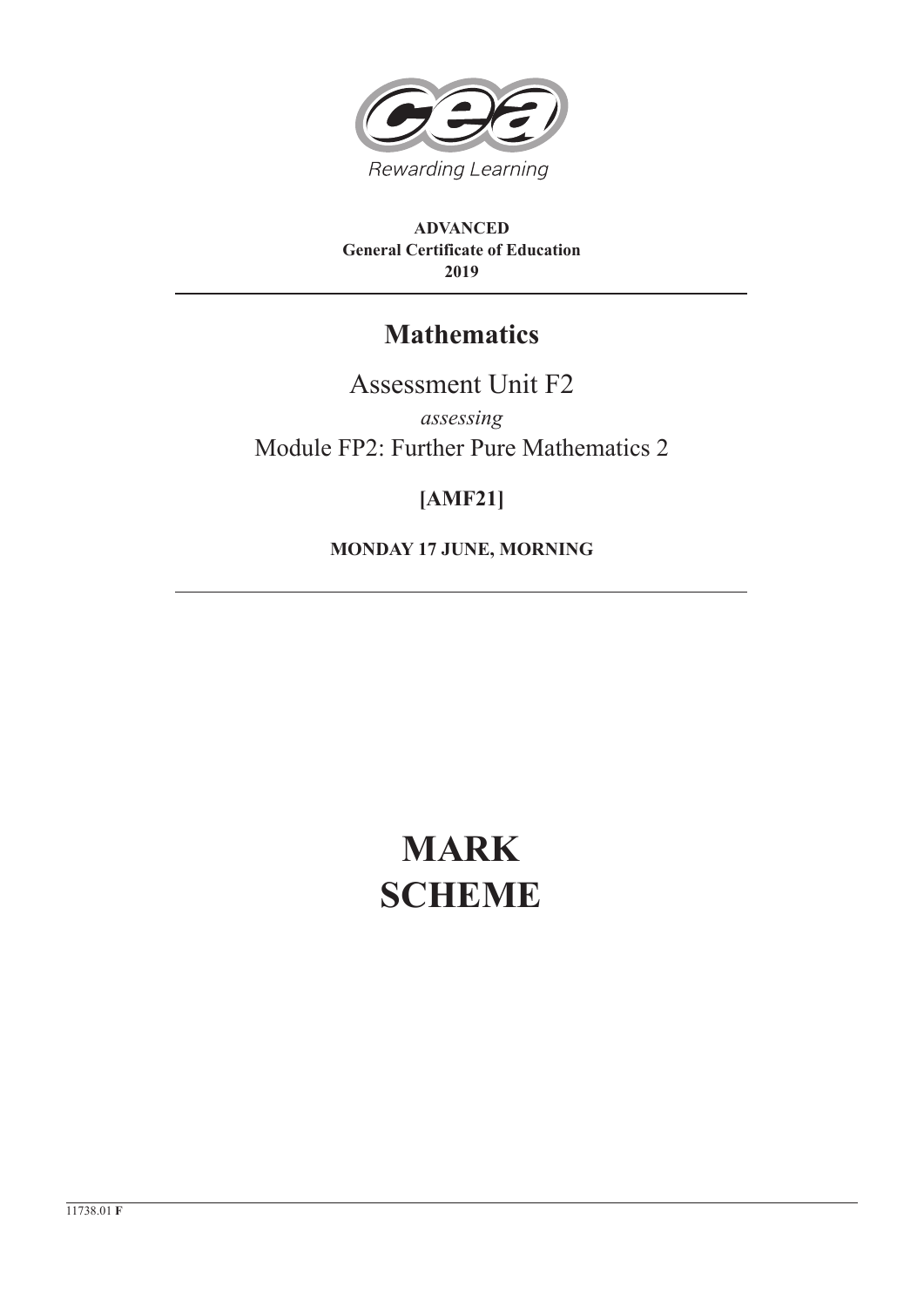Rewarding Learning

**ADVANCED**
**General Certificate of Education**
**2019**

# Mathematics

## Assessment Unit F2

*assessing*

Module FP2: Further Pure Mathematics 2

**[AMF21]**

**MONDAY 17 JUNE, MORNING**

# MARK SCHEME

11738.01 **F**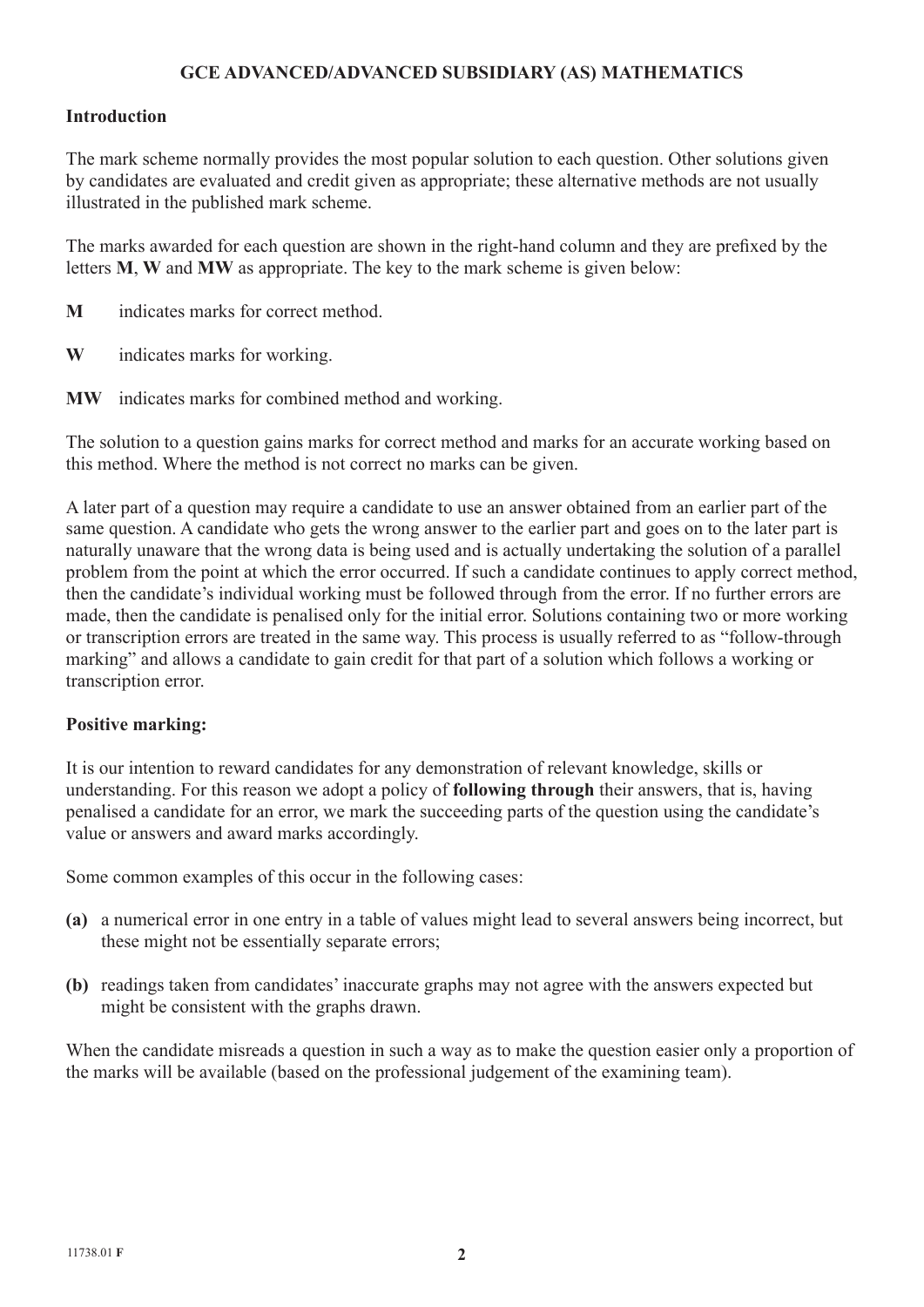# GCE ADVANCED/ADVANCED SUBSIDIARY (AS) MATHEMATICS

## Introduction

The mark scheme normally provides the most popular solution to each question. Other solutions given by candidates are evaluated and credit given as appropriate; these alternative methods are not usually illustrated in the published mark scheme.

The marks awarded for each question are shown in the right-hand column and they are prefixed by the letters **M**, **W** and **MW** as appropriate. The key to the mark scheme is given below:

**M** indicates marks for correct method.

**W** indicates marks for working.

**MW** indicates marks for combined method and working.

The solution to a question gains marks for correct method and marks for an accurate working based on this method. Where the method is not correct no marks can be given.

A later part of a question may require a candidate to use an answer obtained from an earlier part of the same question. A candidate who gets the wrong answer to the earlier part and goes on to the later part is naturally unaware that the wrong data is being used and is actually undertaking the solution of a parallel problem from the point at which the error occurred. If such a candidate continues to apply correct method, then the candidate's individual working must be followed through from the error. If no further errors are made, then the candidate is penalised only for the initial error. Solutions containing two or more working or transcription errors are treated in the same way. This process is usually referred to as "follow-through marking" and allows a candidate to gain credit for that part of a solution which follows a working or transcription error.

## Positive marking:

It is our intention to reward candidates for any demonstration of relevant knowledge, skills or understanding. For this reason we adopt a policy of **following through** their answers, that is, having penalised a candidate for an error, we mark the succeeding parts of the question using the candidate's value or answers and award marks accordingly.

Some common examples of this occur in the following cases:

**(a)** a numerical error in one entry in a table of values might lead to several answers being incorrect, but these might not be essentially separate errors;

**(b)** readings taken from candidates' inaccurate graphs may not agree with the answers expected but might be consistent with the graphs drawn.

When the candidate misreads a question in such a way as to make the question easier only a proportion of the marks will be available (based on the professional judgement of the examining team).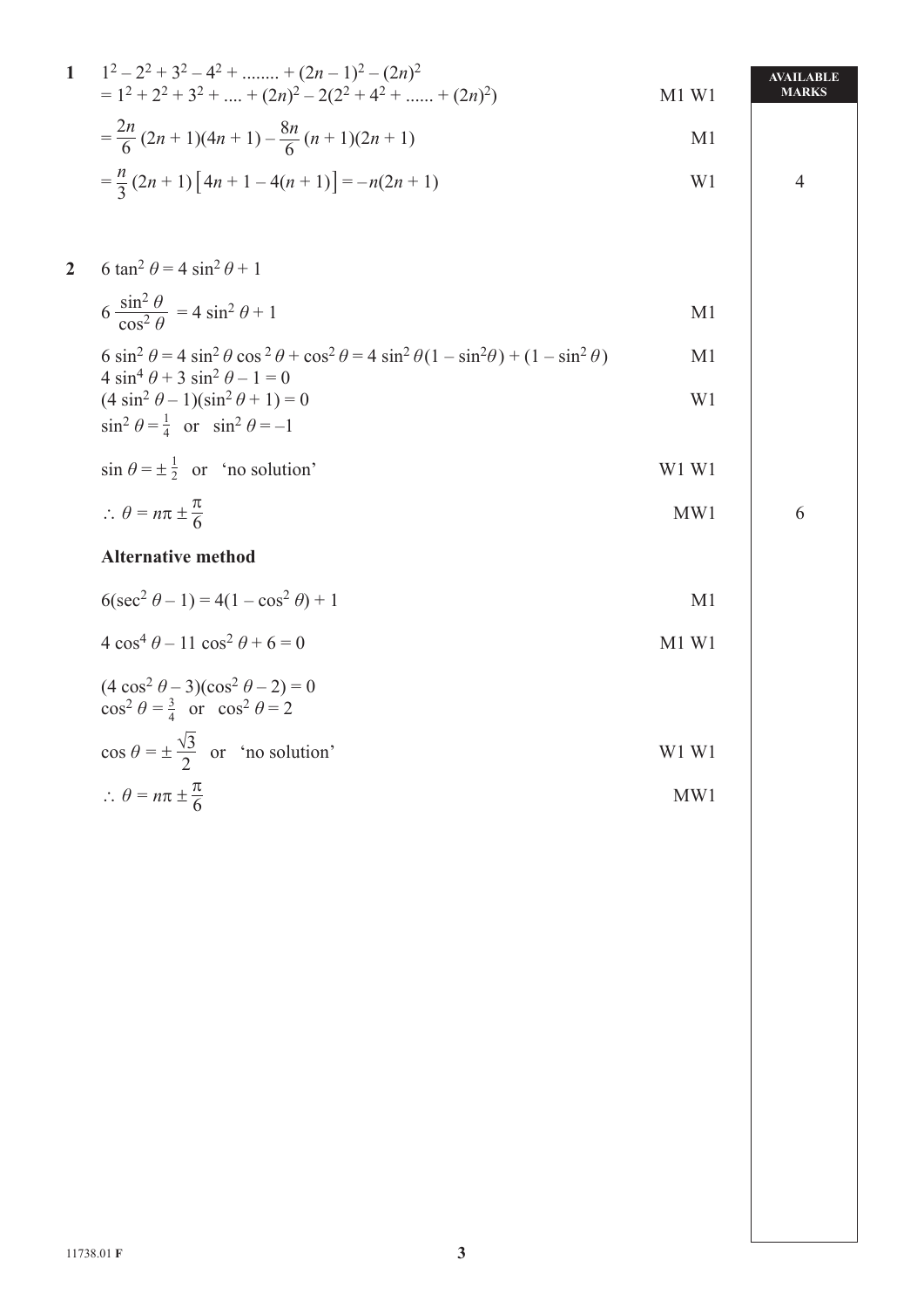| | | | AVAILABLE MARKS |
|---|---|---|---|
| **1** | $1^2 - 2^2 + 3^2 - 4^2 + \ldots\ldots + (2n-1)^2 - (2n)^2$ | | |
| | $= 1^2 + 2^2 + 3^2 + \ldots + (2n)^2 - 2(2^2 + 4^2 + \ldots\ldots + (2n)^2)$ | M1 W1 | |
| | $= \dfrac{2n}{6}(2n+1)(4n+1) - \dfrac{8n}{6}(n+1)(2n+1)$ | M1 | |
| | $= \dfrac{n}{3}(2n+1)\left[4n+1-4(n+1)\right] = -n(2n+1)$ | W1 | 4 |
| **2** | $6\tan^2\theta = 4\sin^2\theta + 1$ | | |
| | $6\dfrac{\sin^2\theta}{\cos^2\theta} = 4\sin^2\theta + 1$ | M1 | |
| | $6\sin^2\theta = 4\sin^2\theta\cos^2\theta + \cos^2\theta = 4\sin^2\theta(1-\sin^2\theta) + (1-\sin^2\theta)$ | M1 | |
| | $4\sin^4\theta + 3\sin^2\theta - 1 = 0$ | | |
| | $(4\sin^2\theta - 1)(\sin^2\theta + 1) = 0$ | W1 | |
| | $\sin^2\theta = \frac{1}{4}$ or $\sin^2\theta = -1$ | | |
| | $\sin\theta = \pm\frac{1}{2}$ or 'no solution' | W1 W1 | |
| | $\therefore\ \theta = n\pi \pm \dfrac{\pi}{6}$ | MW1 | 6 |
| | **Alternative method** | | |
| | $6(\sec^2\theta - 1) = 4(1-\cos^2\theta) + 1$ | M1 | |
| | $4\cos^4\theta - 11\cos^2\theta + 6 = 0$ | M1 W1 | |
| | $(4\cos^2\theta - 3)(\cos^2\theta - 2) = 0$ | | |
| | $\cos^2\theta = \frac{3}{4}$ or $\cos^2\theta = 2$ | | |
| | $\cos\theta = \pm\dfrac{\sqrt{3}}{2}$ or 'no solution' | W1 W1 | |
| | $\therefore\ \theta = n\pi \pm \dfrac{\pi}{6}$ | MW1 | |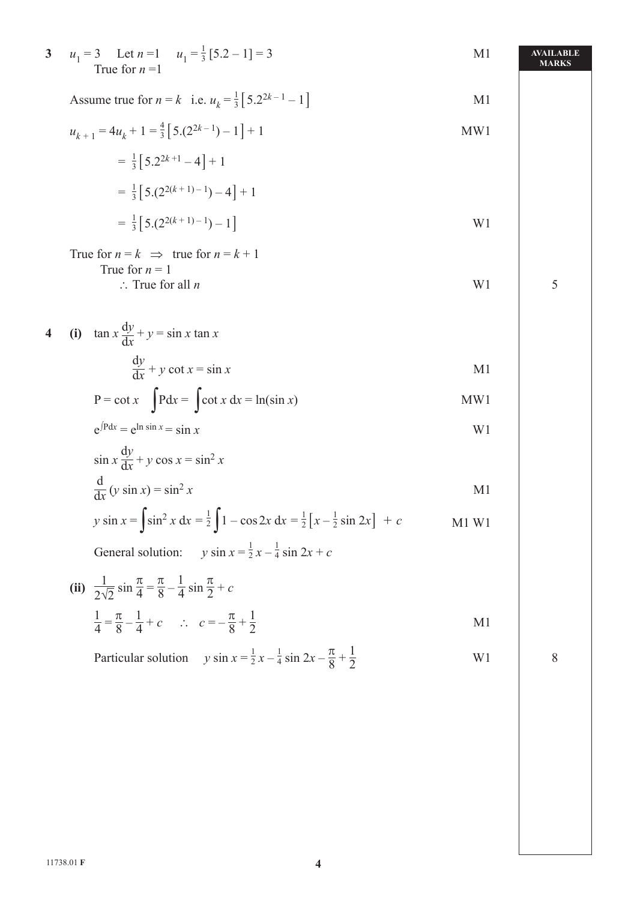| | | | AVAILABLE MARKS |
|---|---|---|---|
| **3** | $u_1 = 3$ Let $n = 1$ $u_1 = \frac{1}{3}[5.2 - 1] = 3$ <br> True for $n = 1$ | M1 | |
| | Assume true for $n = k$ i.e. $u_k = \frac{1}{3}\left[5.2^{2k-1} - 1\right]$ | M1 | |
| | $u_{k+1} = 4u_k + 1 = \frac{4}{3}\left[5.(2^{2k-1}) - 1\right] + 1$ | MW1 | |
| | $= \frac{1}{3}\left[5.2^{2k+1} - 4\right] + 1$ | | |
| | $= \frac{1}{3}\left[5.(2^{2(k+1)-1}) - 4\right] + 1$ | | |
| | $= \frac{1}{3}\left[5.(2^{2(k+1)-1}) - 1\right]$ | W1 | |
| | True for $n = k \Rightarrow$ true for $n = k + 1$ <br> True for $n = 1$ <br> $\therefore$ True for all $n$ | W1 | 5 |
| **4** | **(i)** $\tan x \frac{dy}{dx} + y = \sin x \tan x$ | | |
| | $\frac{dy}{dx} + y \cot x = \sin x$ | M1 | |
| | $P = \cot x$ $\int P dx = \int \cot x \, dx = \ln(\sin x)$ | MW1 | |
| | $e^{\int P dx} = e^{\ln \sin x} = \sin x$ | W1 | |
| | $\sin x \frac{dy}{dx} + y \cos x = \sin^2 x$ | | |
| | $\frac{d}{dx}(y \sin x) = \sin^2 x$ | M1 | |
| | $y \sin x = \int \sin^2 x \, dx = \frac{1}{2}\int 1 - \cos 2x \, dx = \frac{1}{2}\left[x - \frac{1}{2}\sin 2x\right] + c$ | M1 W1 | |
| | General solution: $y \sin x = \frac{1}{2}x - \frac{1}{4}\sin 2x + c$ | | |
| | **(ii)** $\frac{1}{2\sqrt{2}} \sin \frac{\pi}{4} = \frac{\pi}{8} - \frac{1}{4}\sin\frac{\pi}{2} + c$ | | |
| | $\frac{1}{4} = \frac{\pi}{8} - \frac{1}{4} + c$ $\therefore$ $c = -\frac{\pi}{8} + \frac{1}{2}$ | M1 | |
| | Particular solution $y \sin x = \frac{1}{2}x - \frac{1}{4}\sin 2x - \frac{\pi}{8} + \frac{1}{2}$ | W1 | 8 |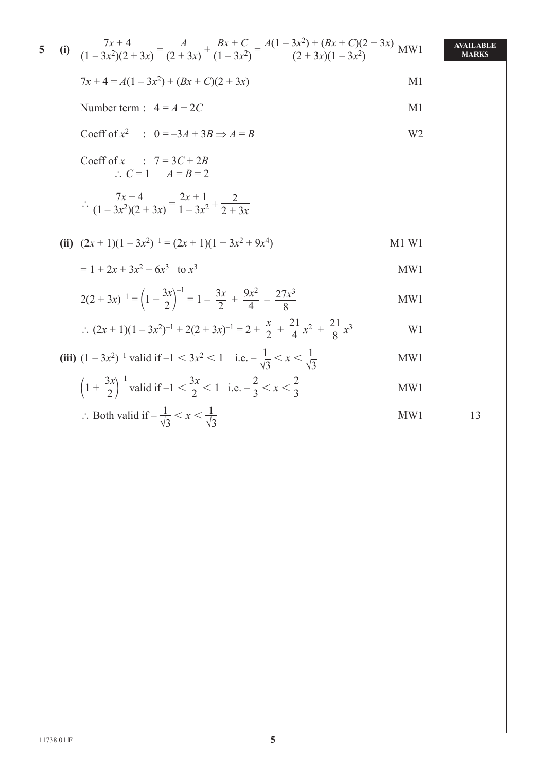**5** **(i)** $\dfrac{7x+4}{(1-3x^2)(2+3x)} = \dfrac{A}{(2+3x)} + \dfrac{Bx+C}{(1-3x^2)} = \dfrac{A(1-3x^2)+(Bx+C)(2+3x)}{(2+3x)(1-3x^2)}$ MW1

$7x + 4 = A(1 - 3x^2) + (Bx + C)(2 + 3x)$ M1

Number term : $4 = A + 2C$ M1

Coeff of $x^2$ : $0 = -3A + 3B \Rightarrow A = B$ W2

Coeff of $x$ : $7 = 3C + 2B$

$\therefore C = 1 \quad A = B = 2$

$\therefore \dfrac{7x+4}{(1-3x^2)(2+3x)} = \dfrac{2x+1}{1-3x^2} + \dfrac{2}{2+3x}$

**(ii)** $(2x + 1)(1 - 3x^2)^{-1} = (2x + 1)(1 + 3x^2 + 9x^4)$ M1 W1

$= 1 + 2x + 3x^2 + 6x^3$ to $x^3$ MW1

$2(2 + 3x)^{-1} = \left(1 + \dfrac{3x}{2}\right)^{-1} = 1 - \dfrac{3x}{2} + \dfrac{9x^2}{4} - \dfrac{27x^3}{8}$ MW1

$\therefore (2x + 1)(1 - 3x^2)^{-1} + 2(2 + 3x)^{-1} = 2 + \dfrac{x}{2} + \dfrac{21}{4}x^2 + \dfrac{21}{8}x^3$ W1

**(iii)** $(1 - 3x^2)^{-1}$ valid if $-1 < 3x^2 < 1$ i.e. $-\dfrac{1}{\sqrt{3}} < x < \dfrac{1}{\sqrt{3}}$ MW1

$\left(1 + \dfrac{3x}{2}\right)^{-1}$ valid if $-1 < \dfrac{3x}{2} < 1$ i.e. $-\dfrac{2}{3} < x < \dfrac{2}{3}$ MW1

$\therefore$ Both valid if $-\dfrac{1}{\sqrt{3}} < x < \dfrac{1}{\sqrt{3}}$ MW1

**AVAILABLE MARKS:** 13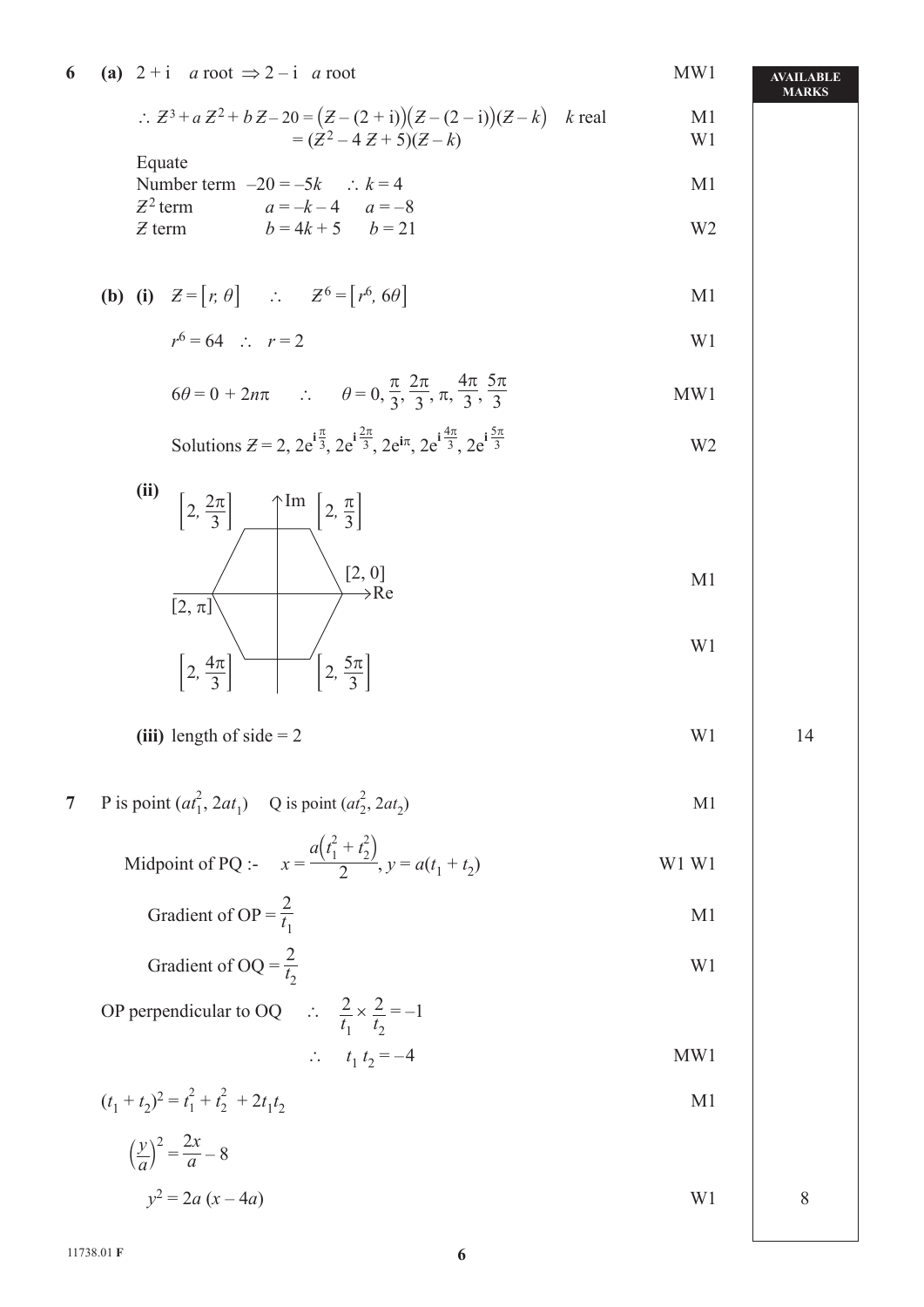**6** **(a)** $2 + \mathrm{i}$ *a* root $\Rightarrow 2 - \mathrm{i}$ *a* root — MW1

$\therefore Z^3 + aZ^2 + bZ - 20 = \big(Z - (2+\mathrm{i})\big)\big(Z - (2-\mathrm{i})\big)(Z - k)$ *k* real — M1

$= (Z^2 - 4Z + 5)(Z - k)$ — W1

Equate

Number term $-20 = -5k \quad \therefore k = 4$ — M1

$Z^2$ term $\quad a = -k - 4 \quad a = -8$

$Z$ term $\quad b = 4k + 5 \quad b = 21$ — W2

**(b)** **(i)** $Z = [r, \theta] \quad \therefore \quad Z^6 = [r^6, 6\theta]$ — M1

$r^6 = 64 \quad \therefore \quad r = 2$ — W1

$6\theta = 0 + 2n\pi \quad \therefore \quad \theta = 0, \frac{\pi}{3}, \frac{2\pi}{3}, \pi, \frac{4\pi}{3}, \frac{5\pi}{3}$ — MW1

Solutions $Z = 2, 2e^{\mathrm{i}\frac{\pi}{3}}, 2e^{\mathrm{i}\frac{2\pi}{3}}, 2e^{\mathrm{i}\pi}, 2e^{\mathrm{i}\frac{4\pi}{3}}, 2e^{\mathrm{i}\frac{5\pi}{3}}$ — W2

**(ii)** [Diagram: regular hexagon on Argand diagram (axes Re, Im) with vertices labelled $\left[2, \frac{2\pi}{3}\right]$, $\left[2, \frac{\pi}{3}\right]$, $[2, 0]$, $[2, \pi]$, $\left[2, \frac{4\pi}{3}\right]$, $\left[2, \frac{5\pi}{3}\right]$] — M1, W1

**(iii)** length of side = 2 — W1 — **14**

**7** P is point $(at_1^2, 2at_1)$ Q is point $(at_2^2, 2at_2)$ — M1

Midpoint of PQ :- $\quad x = \dfrac{a\left(t_1^2 + t_2^2\right)}{2}, y = a(t_1 + t_2)$ — W1 W1

Gradient of OP $= \dfrac{2}{t_1}$ — M1

Gradient of OQ $= \dfrac{2}{t_2}$ — W1

OP perpendicular to OQ $\quad \therefore \quad \dfrac{2}{t_1} \times \dfrac{2}{t_2} = -1$

$\therefore \quad t_1 t_2 = -4$ — MW1

$(t_1 + t_2)^2 = t_1^2 + t_2^2 + 2t_1 t_2$ — M1

$\left(\dfrac{y}{a}\right)^2 = \dfrac{2x}{a} - 8$

$y^2 = 2a(x - 4a)$ — W1 — **8**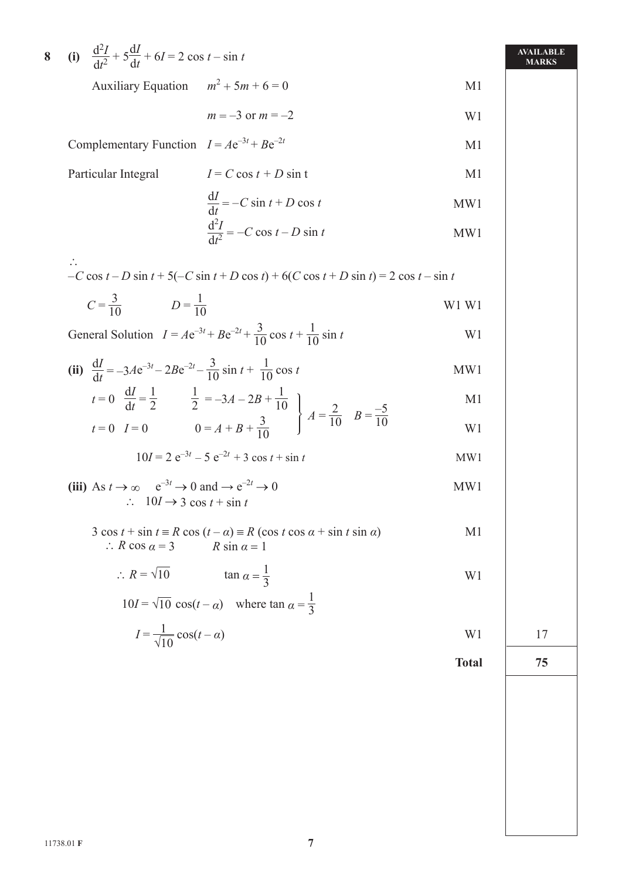**8** **(i)** $\dfrac{d^2I}{dt^2} + 5\dfrac{dI}{dt} + 6I = 2\cos t - \sin t$

**AVAILABLE MARKS**

Auxiliary Equation $\quad m^2 + 5m + 6 = 0$ — M1

$m = -3$ or $m = -2$ — W1

Complementary Function $\quad I = Ae^{-3t} + Be^{-2t}$ — M1

Particular Integral $\quad I = C\cos t + D\sin t$ — M1

$\dfrac{dI}{dt} = -C\sin t + D\cos t$ — MW1

$\dfrac{d^2I}{dt^2} = -C\cos t - D\sin t$ — MW1

$\therefore$

$-C\cos t - D\sin t + 5(-C\sin t + D\cos t) + 6(C\cos t + D\sin t) = 2\cos t - \sin t$

$C = \dfrac{3}{10} \qquad D = \dfrac{1}{10}$ — W1 W1

General Solution $\quad I = Ae^{-3t} + Be^{-2t} + \dfrac{3}{10}\cos t + \dfrac{1}{10}\sin t$ — W1

**(ii)** $\dfrac{dI}{dt} = -3Ae^{-3t} - 2Be^{-2t} - \dfrac{3}{10}\sin t + \dfrac{1}{10}\cos t$ — MW1

$t = 0 \quad \dfrac{dI}{dt} = \dfrac{1}{2} \qquad \dfrac{1}{2} = -3A - 2B + \dfrac{1}{10}$ — M1

$t = 0 \quad I = 0 \qquad 0 = A + B + \dfrac{3}{10}$ — W1

$\Rightarrow A = \dfrac{2}{10} \quad B = \dfrac{-5}{10}$

$10I = 2e^{-3t} - 5e^{-2t} + 3\cos t + \sin t$ — MW1

**(iii)** As $t \to \infty \quad e^{-3t} \to 0$ and $\to e^{-2t} \to 0$ — MW1

$\therefore \quad 10I \to 3\cos t + \sin t$

$3\cos t + \sin t \equiv R\cos(t - \alpha) \equiv R(\cos t\cos\alpha + \sin t\sin\alpha)$ — M1

$\therefore R\cos\alpha = 3 \qquad R\sin\alpha = 1$

$\therefore R = \sqrt{10} \qquad \tan\alpha = \dfrac{1}{3}$ — W1

$10I = \sqrt{10}\cos(t - \alpha) \quad$ where $\tan\alpha = \dfrac{1}{3}$

$I = \dfrac{1}{\sqrt{10}}\cos(t - \alpha)$ — W1 — 17

**Total** — **75**